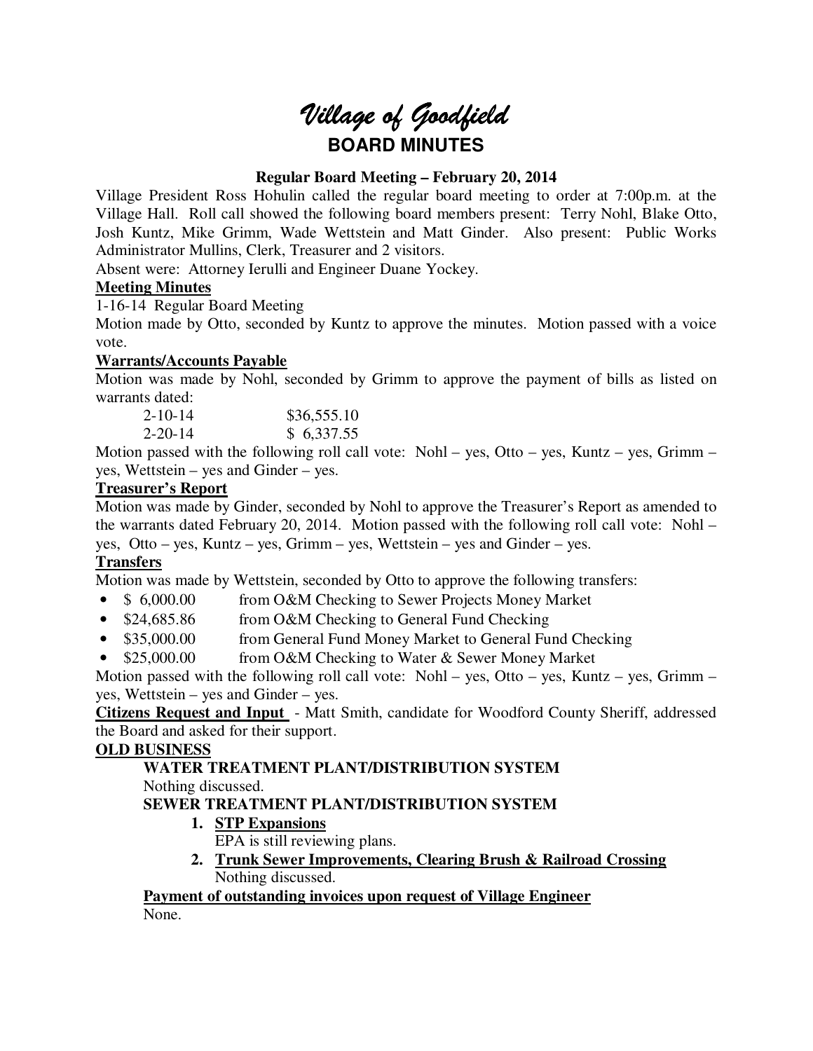# *Village of Goodfield*

## BOARD MINUTES

**Regular Board Meeting – February 20, 2014**

Village President Ross Hohulin called the regular board meeting to order at 7:00p.m. at the Village Hall. Roll call showed the following board members present: Terry Nohl, Blake Otto, Josh Kuntz, Mike Grimm, Wade Wettstein and Matt Ginder. Also present: Public Works Administrator Mullins, Clerk, Treasurer and 2 visitors.

Absent were: Attorney Ierulli and Engineer Duane Yockey.

**Meeting Minutes**

1-16-14 Regular Board Meeting

Motion made by Otto, seconded by Kuntz to approve the minutes. Motion passed with a voice vote.

**Warrants/Accounts Payable**

Motion was made by Nohl, seconded by Grimm to approve the payment of bills as listed on warrants dated:

2-10-14 $36,555.10
2-20-14 $ 6,337.55

Motion passed with the following roll call vote: Nohl – yes, Otto – yes, Kuntz – yes, Grimm – yes, Wettstein – yes and Ginder – yes.

**Treasurer's Report**

Motion was made by Ginder, seconded by Nohl to approve the Treasurer's Report as amended to the warrants dated February 20, 2014. Motion passed with the following roll call vote: Nohl – yes, Otto – yes, Kuntz – yes, Grimm – yes, Wettstein – yes and Ginder – yes.

**Transfers**

Motion was made by Wettstein, seconded by Otto to approve the following transfers:

- $ 6,000.00 from O&M Checking to Sewer Projects Money Market
- $24,685.86 from O&M Checking to General Fund Checking
- $35,000.00 from General Fund Money Market to General Fund Checking
- $25,000.00 from O&M Checking to Water & Sewer Money Market

Motion passed with the following roll call vote: Nohl – yes, Otto – yes, Kuntz – yes, Grimm – yes, Wettstein – yes and Ginder – yes.

**Citizens Request and Input** - Matt Smith, candidate for Woodford County Sheriff, addressed the Board and asked for their support.

**OLD BUSINESS**

**WATER TREATMENT PLANT/DISTRIBUTION SYSTEM**

Nothing discussed.

**SEWER TREATMENT PLANT/DISTRIBUTION SYSTEM**

1. **STP Expansions**
   EPA is still reviewing plans.
2. **Trunk Sewer Improvements, Clearing Brush & Railroad Crossing**
   Nothing discussed.

**Payment of outstanding invoices upon request of Village Engineer**

None.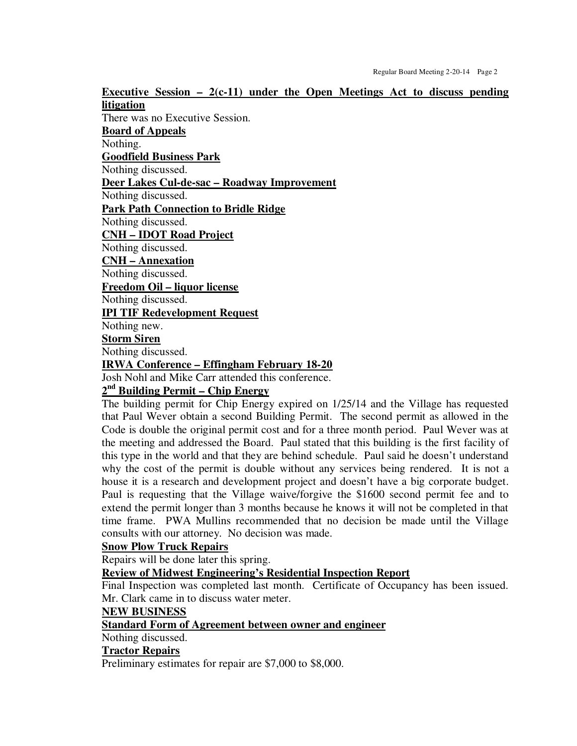**Executive Session – 2(c-11) under the Open Meetings Act to discuss pending litigation**

There was no Executive Session.

**Board of Appeals**

Nothing.

**Goodfield Business Park**

Nothing discussed.

**Deer Lakes Cul-de-sac – Roadway Improvement**

Nothing discussed.

**Park Path Connection to Bridle Ridge**

Nothing discussed.

**CNH – IDOT Road Project**

Nothing discussed.

**CNH – Annexation**

Nothing discussed.

**Freedom Oil – liquor license**

Nothing discussed.

**IPI TIF Redevelopment Request**

Nothing new.

**Storm Siren**

Nothing discussed.

**IRWA Conference – Effingham February 18-20**

Josh Nohl and Mike Carr attended this conference.

**2nd Building Permit – Chip Energy**

The building permit for Chip Energy expired on 1/25/14 and the Village has requested that Paul Wever obtain a second Building Permit. The second permit as allowed in the Code is double the original permit cost and for a three month period. Paul Wever was at the meeting and addressed the Board. Paul stated that this building is the first facility of this type in the world and that they are behind schedule. Paul said he doesn't understand why the cost of the permit is double without any services being rendered. It is not a house it is a research and development project and doesn't have a big corporate budget. Paul is requesting that the Village waive/forgive the $1600 second permit fee and to extend the permit longer than 3 months because he knows it will not be completed in that time frame. PWA Mullins recommended that no decision be made until the Village consults with our attorney. No decision was made.

**Snow Plow Truck Repairs**

Repairs will be done later this spring.

**Review of Midwest Engineering's Residential Inspection Report**

Final Inspection was completed last month. Certificate of Occupancy has been issued. Mr. Clark came in to discuss water meter.

**NEW BUSINESS**

**Standard Form of Agreement between owner and engineer**

Nothing discussed.

**Tractor Repairs**

Preliminary estimates for repair are $7,000 to $8,000.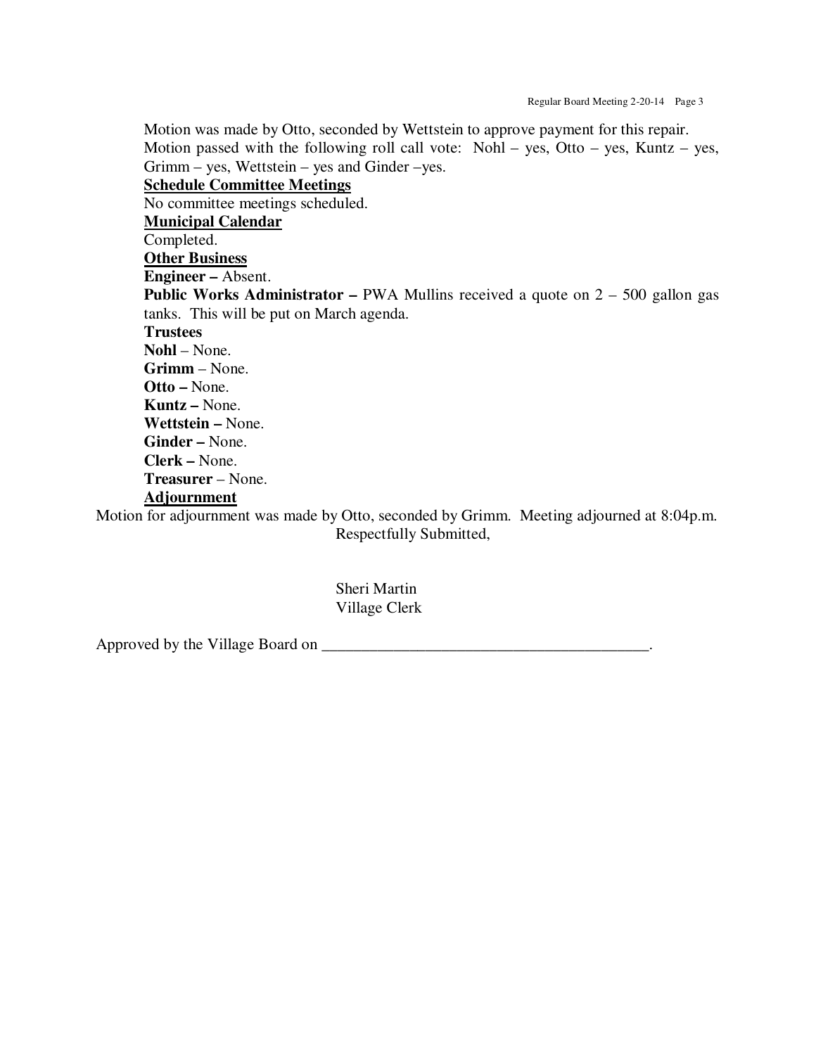Motion was made by Otto, seconded by Wettstein to approve payment for this repair. Motion passed with the following roll call vote: Nohl – yes, Otto – yes, Kuntz – yes, Grimm – yes, Wettstein – yes and Ginder –yes.

**<u>Schedule Committee Meetings</u>**

No committee meetings scheduled.

**<u>Municipal Calendar</u>**

Completed.

**<u>Other Business</u>**

**Engineer –** Absent.

**Public Works Administrator –** PWA Mullins received a quote on 2 – 500 gallon gas tanks. This will be put on March agenda.

**Trustees**

**Nohl** – None.

**Grimm** – None.

**Otto –** None.

**Kuntz –** None.

**Wettstein –** None.

**Ginder –** None.

**Clerk –** None.

**Treasurer** – None.

**<u>Adjournment</u>**

Motion for adjournment was made by Otto, seconded by Grimm. Meeting adjourned at 8:04p.m.

Respectfully Submitted,

Sheri Martin
Village Clerk

Approved by the Village Board on ___________________________________________.